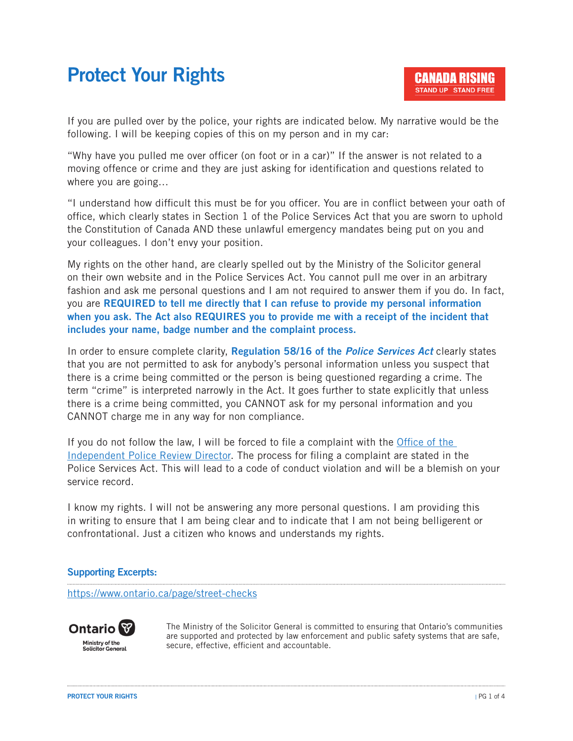# Protect Your Rights

CANADA RISING
STAND UP STAND FREE

If you are pulled over by the police, your rights are indicated below. My narrative would be the following. I will be keeping copies of this on my person and in my car:

"Why have you pulled me over officer (on foot or in a car)" If the answer is not related to a moving offence or crime and they are just asking for identification and questions related to where you are going…

"I understand how difficult this must be for you officer. You are in conflict between your oath of office, which clearly states in Section 1 of the Police Services Act that you are sworn to uphold the Constitution of Canada AND these unlawful emergency mandates being put on you and your colleagues. I don't envy your position.

My rights on the other hand, are clearly spelled out by the Ministry of the Solicitor general on their own website and in the Police Services Act. You cannot pull me over in an arbitrary fashion and ask me personal questions and I am not required to answer them if you do. In fact, you are **REQUIRED to tell me directly that I can refuse to provide my personal information when you ask. The Act also REQUIRES you to provide me with a receipt of the incident that includes your name, badge number and the complaint process.**

In order to ensure complete clarity, **Regulation 58/16 of the *Police Services Act*** clearly states that you are not permitted to ask for anybody's personal information unless you suspect that there is a crime being committed or the person is being questioned regarding a crime. The term "crime" is interpreted narrowly in the Act. It goes further to state explicitly that unless there is a crime being committed, you CANNOT ask for my personal information and you CANNOT charge me in any way for non compliance.

If you do not follow the law, I will be forced to file a complaint with the Office of the Independent Police Review Director. The process for filing a complaint are stated in the Police Services Act. This will lead to a code of conduct violation and will be a blemish on your service record.

I know my rights. I will not be answering any more personal questions. I am providing this in writing to ensure that I am being clear and to indicate that I am not being belligerent or confrontational. Just a citizen who knows and understands my rights.

## Supporting Excerpts:

https://www.ontario.ca/page/street-checks

Ontario
Ministry of the Solicitor General

The Ministry of the Solicitor General is committed to ensuring that Ontario's communities are supported and protected by law enforcement and public safety systems that are safe, secure, effective, efficient and accountable.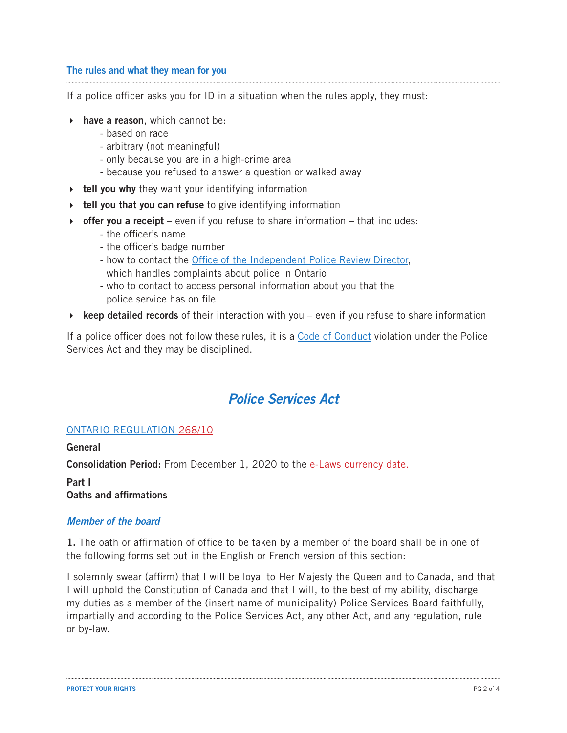### The rules and what they mean for you

If a police officer asks you for ID in a situation when the rules apply, they must:

- **have a reason**, which cannot be:
  - based on race
  - arbitrary (not meaningful)
  - only because you are in a high-crime area
  - because you refused to answer a question or walked away
- **tell you why** they want your identifying information
- **tell you that you can refuse** to give identifying information
- **offer you a receipt** – even if you refuse to share information – that includes:
  - the officer's name
  - the officer's badge number
  - how to contact the Office of the Independent Police Review Director, which handles complaints about police in Ontario
  - who to contact to access personal information about you that the police service has on file
- **keep detailed records** of their interaction with you – even if you refuse to share information

If a police officer does not follow these rules, it is a Code of Conduct violation under the Police Services Act and they may be disciplined.

## *Police Services Act*

ONTARIO REGULATION 268/10

**General**

**Consolidation Period:** From December 1, 2020 to the e-Laws currency date.

**Part I**
**Oaths and affirmations**

### *Member of the board*

**1.** The oath or affirmation of office to be taken by a member of the board shall be in one of the following forms set out in the English or French version of this section:

I solemnly swear (affirm) that I will be loyal to Her Majesty the Queen and to Canada, and that I will uphold the Constitution of Canada and that I will, to the best of my ability, discharge my duties as a member of the (insert name of municipality) Police Services Board faithfully, impartially and according to the Police Services Act, any other Act, and any regulation, rule or by-law.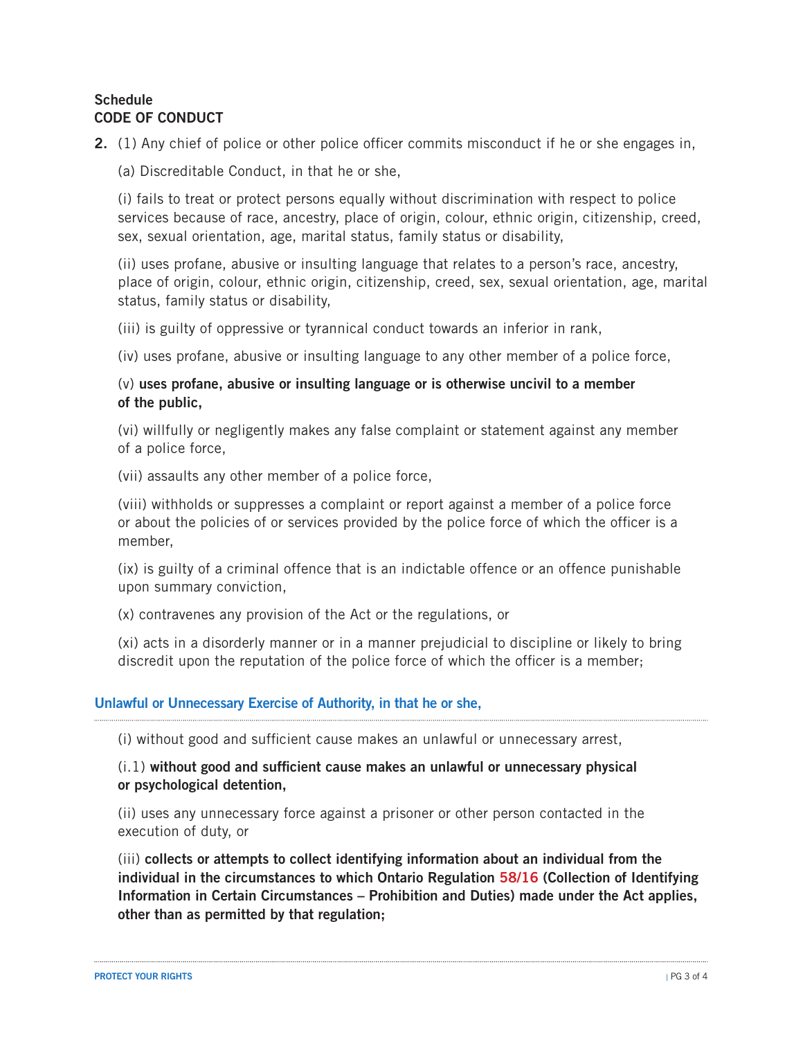## Schedule
## CODE OF CONDUCT

**2.** (1) Any chief of police or other police officer commits misconduct if he or she engages in,

(a) Discreditable Conduct, in that he or she,

(i) fails to treat or protect persons equally without discrimination with respect to police services because of race, ancestry, place of origin, colour, ethnic origin, citizenship, creed, sex, sexual orientation, age, marital status, family status or disability,

(ii) uses profane, abusive or insulting language that relates to a person's race, ancestry, place of origin, colour, ethnic origin, citizenship, creed, sex, sexual orientation, age, marital status, family status or disability,

(iii) is guilty of oppressive or tyrannical conduct towards an inferior in rank,

(iv) uses profane, abusive or insulting language to any other member of a police force,

(v) **uses profane, abusive or insulting language or is otherwise uncivil to a member of the public,**

(vi) willfully or negligently makes any false complaint or statement against any member of a police force,

(vii) assaults any other member of a police force,

(viii) withholds or suppresses a complaint or report against a member of a police force or about the policies of or services provided by the police force of which the officer is a member,

(ix) is guilty of a criminal offence that is an indictable offence or an offence punishable upon summary conviction,

(x) contravenes any provision of the Act or the regulations, or

(xi) acts in a disorderly manner or in a manner prejudicial to discipline or likely to bring discredit upon the reputation of the police force of which the officer is a member;

### Unlawful or Unnecessary Exercise of Authority, in that he or she,

(i) without good and sufficient cause makes an unlawful or unnecessary arrest,

(i.1) **without good and sufficient cause makes an unlawful or unnecessary physical or psychological detention,**

(ii) uses any unnecessary force against a prisoner or other person contacted in the execution of duty, or

(iii) **collects or attempts to collect identifying information about an individual from the individual in the circumstances to which Ontario Regulation 58/16 (Collection of Identifying Information in Certain Circumstances – Prohibition and Duties) made under the Act applies, other than as permitted by that regulation;**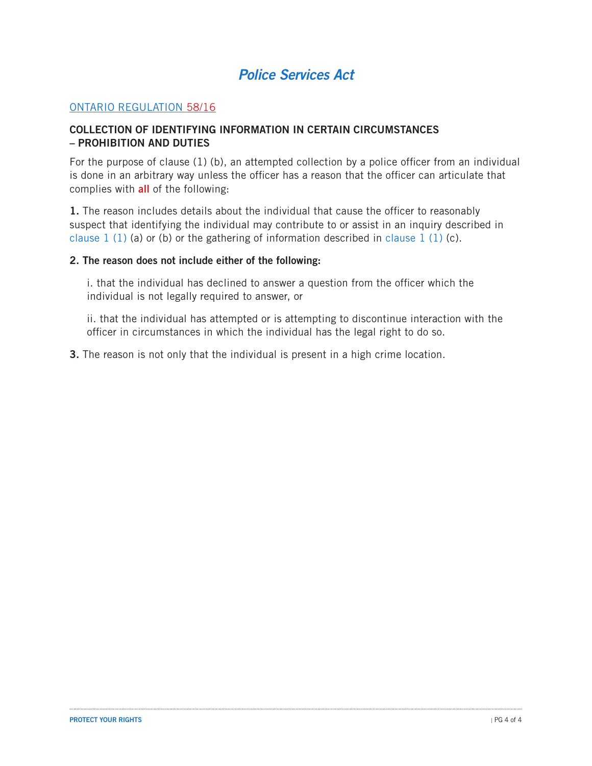# *Police Services Act*

ONTARIO REGULATION 58/16

## COLLECTION OF IDENTIFYING INFORMATION IN CERTAIN CIRCUMSTANCES – PROHIBITION AND DUTIES

For the purpose of clause (1) (b), an attempted collection by a police officer from an individual is done in an arbitrary way unless the officer has a reason that the officer can articulate that complies with **all** of the following:

**1.** The reason includes details about the individual that cause the officer to reasonably suspect that identifying the individual may contribute to or assist in an inquiry described in clause 1 (1) (a) or (b) or the gathering of information described in clause 1 (1) (c).

**2. The reason does not include either of the following:**

> i. that the individual has declined to answer a question from the officer which the individual is not legally required to answer, or
>
> ii. that the individual has attempted or is attempting to discontinue interaction with the officer in circumstances in which the individual has the legal right to do so.

**3.** The reason is not only that the individual is present in a high crime location.